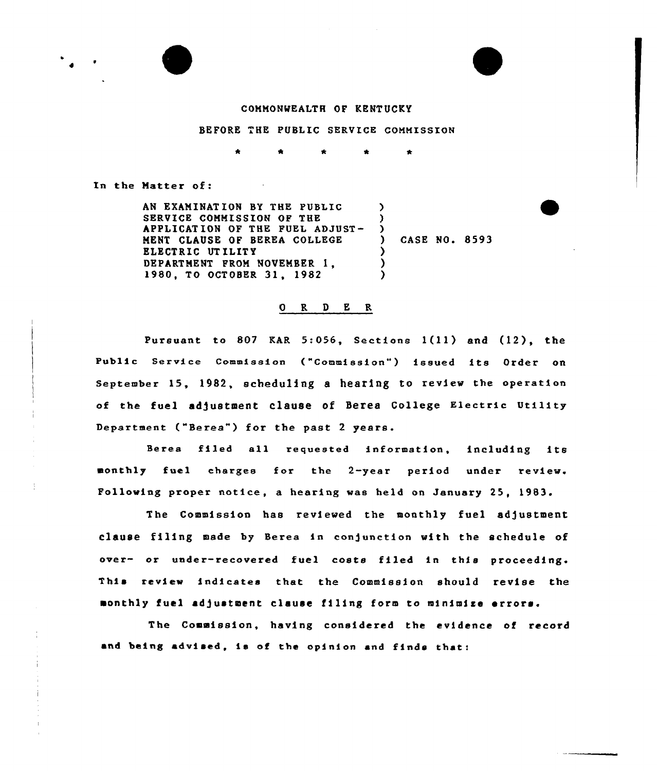COMMONWEALTH OF KENTUCKY

BEFORE THE PUBLIC SERVICE COMMISSION

\* \* \* \* \*

In the Matter of:

AN EXAMINATION BY THE PUBLIC SERVICE COMMISSION OF THE APPLICATION OF THE FUEL ADJUSTMENT CLAUSE OF BEREA COLLEGE ELECTRIC UTILITY DEPARTMENT FROM NOVEMBER 1, 1980, TO OCTOBER 31, 1982 ) CASE NO. 8593

## O R D E R

Pursuant to 807 KAR 5:056, Sections 1(11) and (12), the Public Service Commission ("Commission") issued its Order on September 15, 1982, scheduling a hearing to review the operation of the fuel adjustment clause of Berea College Electric Utility Department ("Berea") for the past 2 years.

Berea filed all requested information, including its monthly fuel charges for the 2-year period under review. Following proper notice, a hearing was held on January 25, 1983.

The Commission has reviewed the monthly fuel adjustment clause filing made by Berea in conjunction with the schedule of over- or under-recovered fuel costs filed in this proceeding. This review indicates that the Commission should revise the monthly fuel adjustment clause filing form to minimize errors.

The Commission, having considered the evidence of record and being advised, is of the opinion and finds that: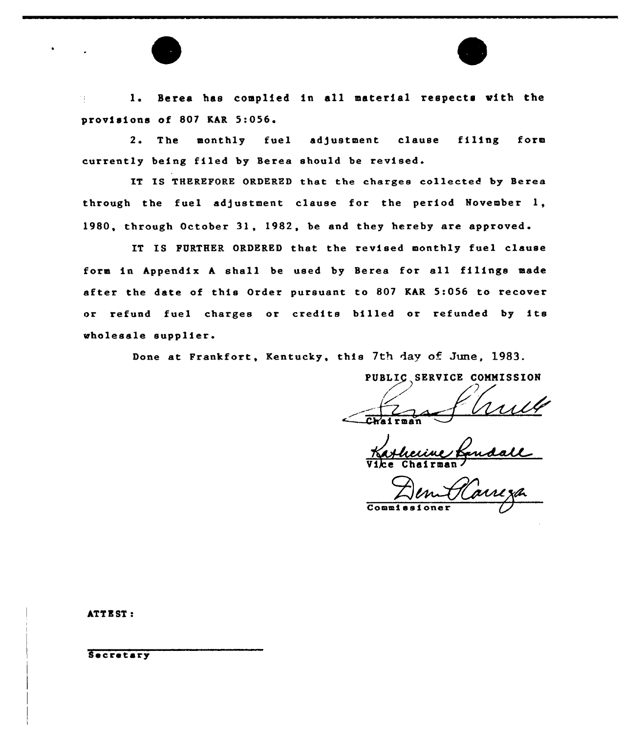1. Berea has complied in all material respects with the provisions of 807 KAR 5:056.

2. The monthly fuel adjustment clause filing form currently being filed by Berea should be revised.

IT IS THEREFORE ORDERED that the charges collected by Berea through the fuel adjustment clause for the period November 1, 1980, through October 31, 1982, be and they hereby are approved.

IT IS FURTHER ORDERED that the revised monthly fuel clause form in Appendix A shall be used by Berea for all filings made after the date of this Order pursuant to 807 KAR 5:056 to recover or refund fuel charges or credits billed or refunded by its wholesale supplier.

Done at Frankfort, Kentucky, this 7th day of June, 1983.

PUBLIC SERVICE COMMISSION

Chairman

Vice Chairman

Commissioner

ATTEST:

Secretary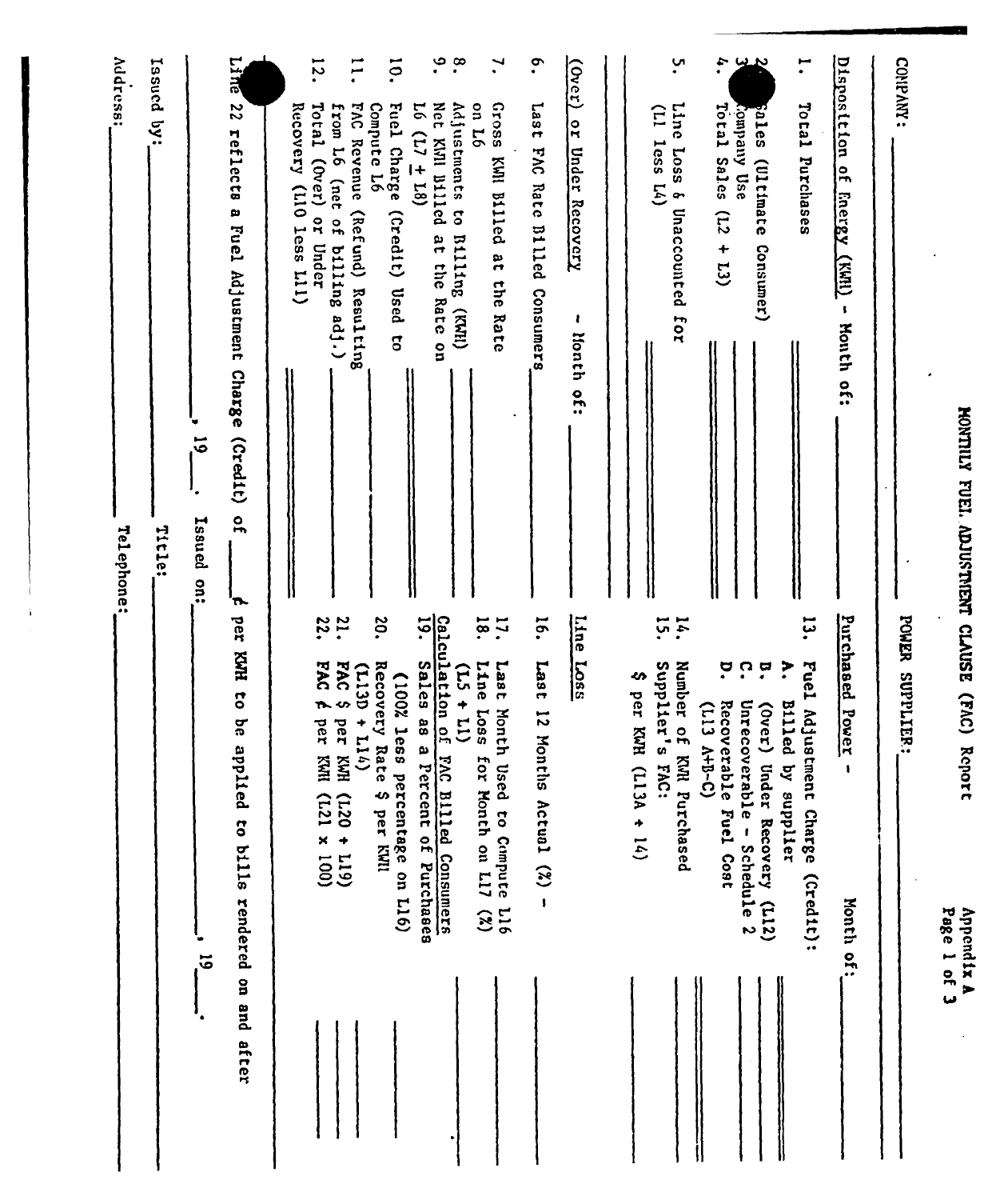Appendix A
Page 1 of 3

# MONTHLY FUEL ADJUSTMENT CLAUSE (FAC) Report

COMPANY: ______________________ POWER SUPPLIER: ______________________

**Disposition of Energy (KWH) - Month of:** ______________

1. Total Purchases ______________
2. Sales (Ultimate Consumer) ______________
3. Company Use ______________
4. Total Sales (L2 + L3) ______________
5. Line Loss & Unaccounted for (L1 less L4) ______________

**(Over) or Under Recovery - Month of:** ______________

6. Last FAC Rate Billed Consumers ______________
7. Gross KWH Billed at the Rate on L6 ______________
8. Adjustments to Billing (KWH) ______________
9. Net KWH Billed at the Rate on L6 (L7 ± L8) ______________
10. Fuel Charge (Credit) Used to Compute L6 ______________
11. FAC Revenue (Refund) Resulting from L6 (net of billing adj.) ______________
12. Total (Over) or Under Recovery (L10 less L11) ______________

**Purchased Power - Month of:** ______________

13. Fuel Adjustment Charge (Credit):
    - A. Billed by supplier ______________
    - B. (Over) Under Recovery (L12) ______________
    - C. Unrecoverable - Schedule 2 ______________
    - D. Recoverable Fuel Cost (L13 A+B-C) ______________
14. Number of KWH Purchased ______________
15. Supplier's FAC: $ per KWH (L13A ÷ 14) ______________

**Line Loss**

16. Last 12 Months Actual (%) - ______________
17. Last Month Used to Compute L16 ______________
18. Line Loss for Month on L17 (%) (L5 ÷ L1) ______________

**Calculation of FAC Billed Consumers**

19. Sales as a Percent of Purchases (100% less percentage on L16) ______________
20. Recovery Rate $ per KWH (L13D ÷ L14) ______________
21. FAC $ per KWH (L20 ÷ L19) ______________
22. FAC ¢ per KWH (L21 x 100) ______________

Line 22 reflects a Fuel Adjustment Charge (Credit) of _____ ¢ per KWH to be applied to bills rendered on and after ______________, 19___.

Issued on: ______________, 19___.

Issued by: ______________ Title: ______________

Address: ______________ Telephone: ______________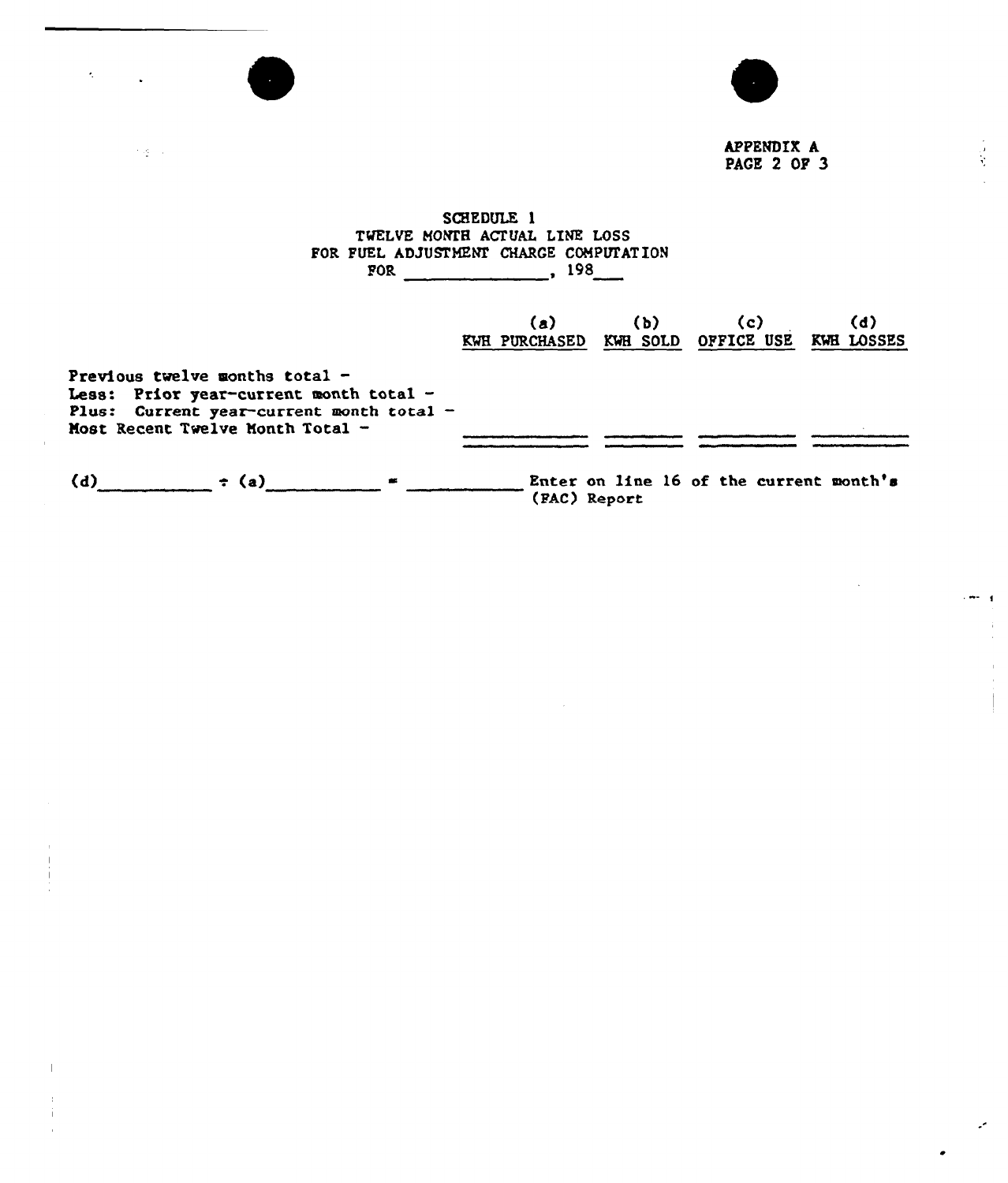APPENDIX A
PAGE 2 OF 3

# SCHEDULE 1
## TWELVE MONTH ACTUAL LINE LOSS
## FOR FUEL ADJUSTMENT CHARGE COMPUTATION
## FOR \_\_\_\_\_\_\_\_\_\_\_\_\_\_\_, 198\_\_\_

| | (a) KWH PURCHASED | (b) KWH SOLD | (c) OFFICE USE | (d) KWH LOSSES |
|---|---|---|---|---|
| Previous twelve months total - | | | | |
| Less: Prior year-current month total - | | | | |
| Plus: Current year-current month total - | | | | |
| Most Recent Twelve Month Total - | | | | |

(d)\_\_\_\_\_\_\_\_\_\_\_ ÷ (a)\_\_\_\_\_\_\_\_\_\_\_ = \_\_\_\_\_\_\_\_\_\_\_ Enter on line 16 of the current month's (FAC) Report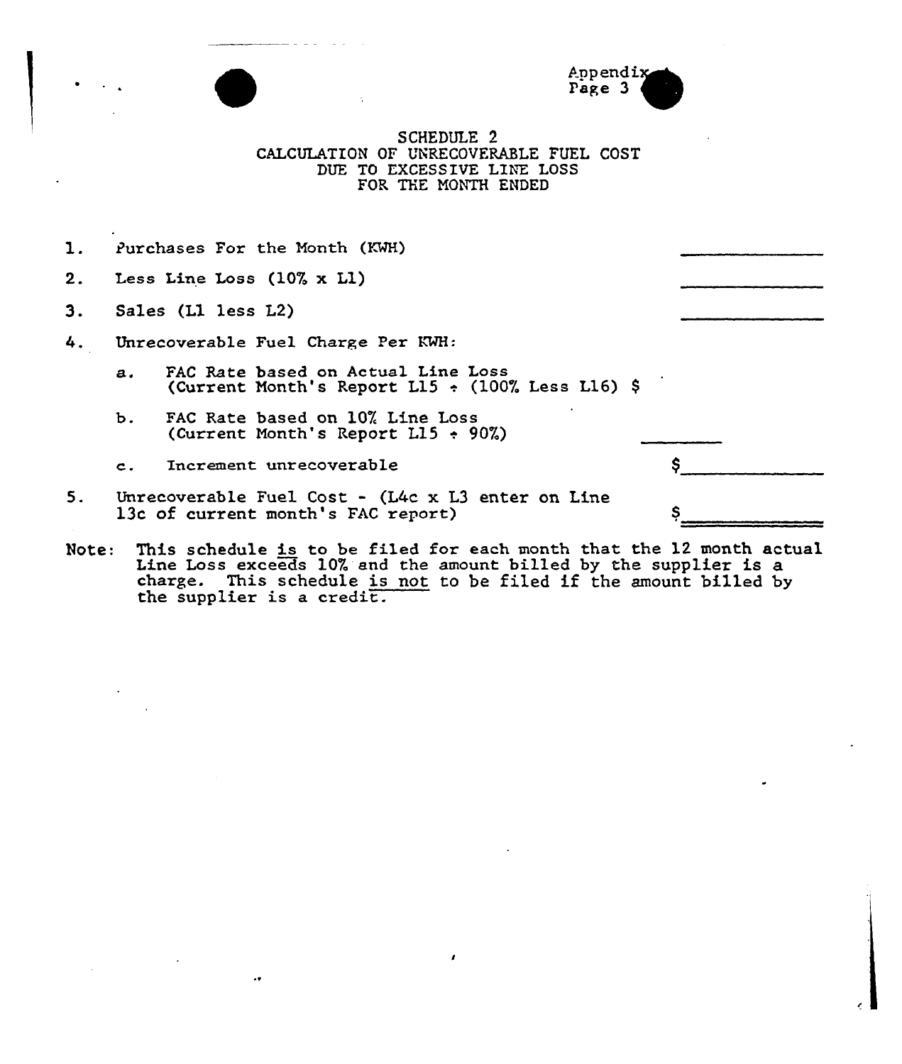Appendix A
Page 3

## SCHEDULE 2
## CALCULATION OF UNRECOVERABLE FUEL COST DUE TO EXCESSIVE LINE LOSS FOR THE MONTH ENDED

1. Purchases For the Month (KWH) \_\_\_\_\_\_\_\_\_\_\_\_\_\_\_
2. Less Line Loss (10% x L1) \_\_\_\_\_\_\_\_\_\_\_\_\_\_\_
3. Sales (L1 less L2) \_\_\_\_\_\_\_\_\_\_\_\_\_\_\_
4. Unrecoverable Fuel Charge Per KWH:
   a. FAC Rate based on Actual Line Loss (Current Month's Report L15 ÷ (100% Less L16) $
   b. FAC Rate based on 10% Line Loss (Current Month's Report L15 ÷ 90%) \_\_\_\_\_\_\_\_\_
   c. Increment unrecoverable $\_\_\_\_\_\_\_\_\_\_\_\_\_\_\_
5. Unrecoverable Fuel Cost - (L4c x L3 enter on Line 13c of current month's FAC report) $\_\_\_\_\_\_\_\_\_\_\_\_\_\_\_

Note: This schedule <u>is</u> to be filed for each month that the 12 month actual Line Loss exceeds 10% and the amount billed by the supplier is a charge. This schedule <u>is not</u> to be filed if the amount billed by the supplier is a credit.